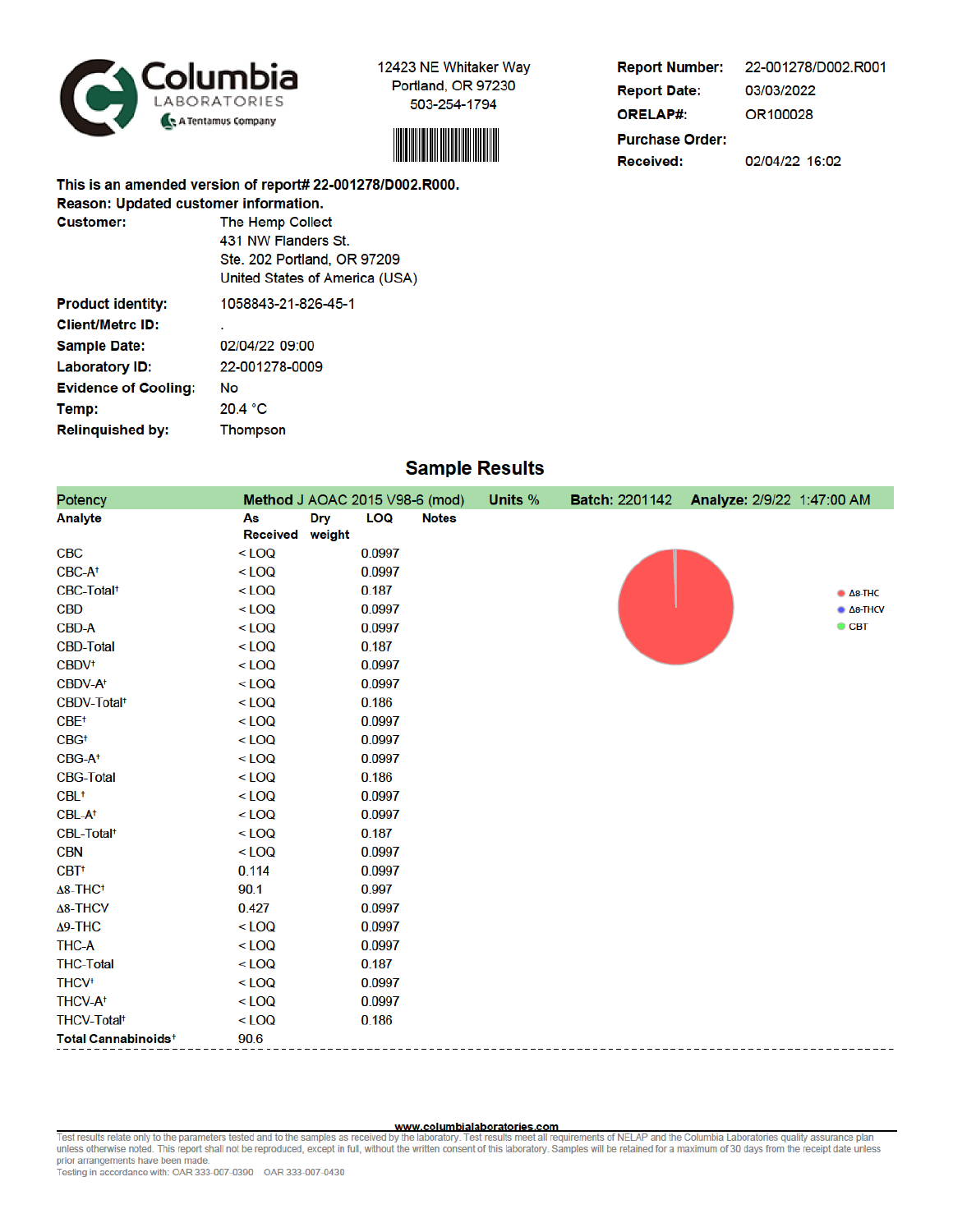**Columbia LABORATORIES** — A Tentamus Company

12423 NE Whitaker Way
Portland, OR 97230
503-254-1794

**Report Number:** 22-001278/D002.R001
**Report Date:** 03/03/2022
**ORELAP#:** OR100028
**Purchase Order:**
**Received:** 02/04/22 16:02

**This is an amended version of report# 22-001278/D002.R000.**
**Reason: Updated customer information.**

**Customer:** The Hemp Collect
431 NW Flanders St.
Ste. 202 Portland, OR 97209
United States of America (USA)

**Product identity:** 1058843-21-826-45-1
**Client/Metrc ID:** .
**Sample Date:** 02/04/22 09:00
**Laboratory ID:** 22-001278-0009
**Evidence of Cooling:** No
**Temp:** 20.4 °C
**Relinquished by:** Thompson

## Sample Results

**Potency** — **Method** J AOAC 2015 V98-6 (mod) — **Units** % — **Batch:** 2201142 — **Analyze:** 2/9/22 1:47:00 AM

| Analyte | As Received | Dry weight | LOQ | Notes |
|---|---|---|---|---|
| CBC | < LOQ | | 0.0997 | |
| CBC-A† | < LOQ | | 0.0997 | |
| CBC-Total† | < LOQ | | 0.187 | |
| CBD | < LOQ | | 0.0997 | |
| CBD-A | < LOQ | | 0.0997 | |
| CBD-Total | < LOQ | | 0.187 | |
| CBDV† | < LOQ | | 0.0997 | |
| CBDV-A† | < LOQ | | 0.0997 | |
| CBDV-Total† | < LOQ | | 0.186 | |
| CBE† | < LOQ | | 0.0997 | |
| CBG† | < LOQ | | 0.0997 | |
| CBG-A† | < LOQ | | 0.0997 | |
| CBG-Total | < LOQ | | 0.186 | |
| CBL† | < LOQ | | 0.0997 | |
| CBL-A† | < LOQ | | 0.0997 | |
| CBL-Total† | < LOQ | | 0.187 | |
| CBN | < LOQ | | 0.0997 | |
| CBT† | 0.114 | | 0.0997 | |
| Δ8-THC† | 90.1 | | 0.997 | |
| Δ8-THCV | 0.427 | | 0.0997 | |
| Δ9-THC | < LOQ | | 0.0997 | |
| THC-A | < LOQ | | 0.0997 | |
| THC-Total | < LOQ | | 0.187 | |
| THCV† | < LOQ | | 0.0997 | |
| THCV-A† | < LOQ | | 0.0997 | |
| THCV-Total† | < LOQ | | 0.186 | |
| **Total Cannabinoids†** | 90.6 | | | |

Δ8-THC
Δ8-THCV
CBT

www.columbialaboratories.com

Test results relate only to the parameters tested and to the samples as received by the laboratory. Test results meet all requirements of NELAP and the Columbia Laboratories quality assurance plan unless otherwise noted. This report shall not be reproduced, except in full, without the written consent of this laboratory. Samples will be retained for a maximum of 30 days from the receipt date unless prior arrangements have been made.
Testing in accordance with: OAR 333-007-0390 OAR 333-007-0430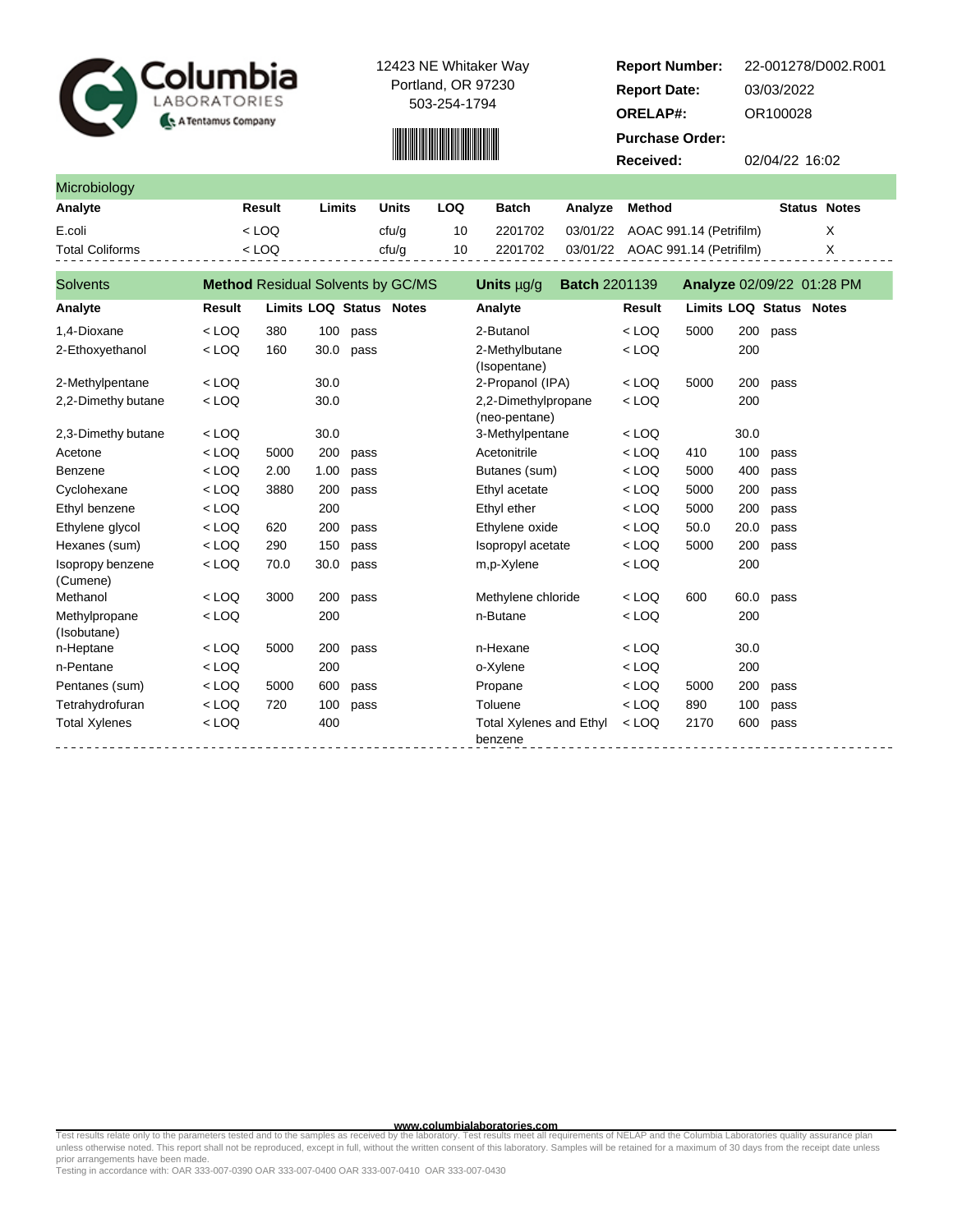Columbia LABORATORIES
A Tentamus Company

12423 NE Whitaker Way
Portland, OR 97230
503-254-1794

**Report Number:** 22-001278/D002.R001
**Report Date:** 03/03/2022
**ORELAP#:** OR100028
**Purchase Order:**
**Received:** 02/04/22 16:02

## Microbiology

| Analyte | Result | Limits | Units | LOQ | Batch | Analyze | Method | Status | Notes |
|---|---|---|---|---|---|---|---|---|---|
| E.coli | < LOQ | | cfu/g | 10 | 2201702 | 03/01/22 | AOAC 991.14 (Petrifilm) | | X |
| Total Coliforms | < LOQ | | cfu/g | 10 | 2201702 | 03/01/22 | AOAC 991.14 (Petrifilm) | | X |

## Solvents

**Method** Residual Solvents by GC/MS **Units** µg/g **Batch** 2201139 **Analyze** 02/09/22 01:28 PM

| Analyte | Result | Limits | LOQ | Status | Notes | Analyte | Result | Limits | LOQ | Status | Notes |
|---|---|---|---|---|---|---|---|---|---|---|---|
| 1,4-Dioxane | < LOQ | 380 | 100 | pass | | 2-Butanol | < LOQ | 5000 | 200 | pass | |
| 2-Ethoxyethanol | < LOQ | 160 | 30.0 | pass | | 2-Methylbutane (Isopentane) | < LOQ | | 200 | | |
| 2-Methylpentane | < LOQ | | 30.0 | | | 2-Propanol (IPA) | < LOQ | 5000 | 200 | pass | |
| 2,2-Dimethy butane | < LOQ | | 30.0 | | | 2,2-Dimethylpropane (neo-pentane) | < LOQ | | 200 | | |
| 2,3-Dimethy butane | < LOQ | | 30.0 | | | 3-Methylpentane | < LOQ | | 30.0 | | |
| Acetone | < LOQ | 5000 | 200 | pass | | Acetonitrile | < LOQ | 410 | 100 | pass | |
| Benzene | < LOQ | 2.00 | 1.00 | pass | | Butanes (sum) | < LOQ | 5000 | 400 | pass | |
| Cyclohexane | < LOQ | 3880 | 200 | pass | | Ethyl acetate | < LOQ | 5000 | 200 | pass | |
| Ethyl benzene | < LOQ | | 200 | | | Ethyl ether | < LOQ | 5000 | 200 | pass | |
| Ethylene glycol | < LOQ | 620 | 200 | pass | | Ethylene oxide | < LOQ | 50.0 | 20.0 | pass | |
| Hexanes (sum) | < LOQ | 290 | 150 | pass | | Isopropyl acetate | < LOQ | 5000 | 200 | pass | |
| Isopropy benzene (Cumene) | < LOQ | 70.0 | 30.0 | pass | | m,p-Xylene | < LOQ | | 200 | | |
| Methanol | < LOQ | 3000 | 200 | pass | | Methylene chloride | < LOQ | 600 | 60.0 | pass | |
| Methylpropane (Isobutane) | < LOQ | | 200 | | | n-Butane | < LOQ | | 200 | | |
| n-Heptane | < LOQ | 5000 | 200 | pass | | n-Hexane | < LOQ | | 30.0 | | |
| n-Pentane | < LOQ | | 200 | | | o-Xylene | < LOQ | | 200 | | |
| Pentanes (sum) | < LOQ | 5000 | 600 | pass | | Propane | < LOQ | 5000 | 200 | pass | |
| Tetrahydrofuran | < LOQ | 720 | 100 | pass | | Toluene | < LOQ | 890 | 100 | pass | |
| Total Xylenes | < LOQ | | 400 | | | Total Xylenes and Ethyl benzene | < LOQ | 2170 | 600 | pass | |

www.columbialaboratories.com

Test results relate only to the parameters tested and to the samples as received by the laboratory. Test results meet all requirements of NELAP and the Columbia Laboratories quality assurance plan unless otherwise noted. This report shall not be reproduced, except in full, without the written consent of this laboratory. Samples will be retained for a maximum of 30 days from the receipt date unless prior arrangements have been made.
Testing in accordance with: OAR 333-007-0390 OAR 333-007-0400 OAR 333-007-0410 OAR 333-007-0430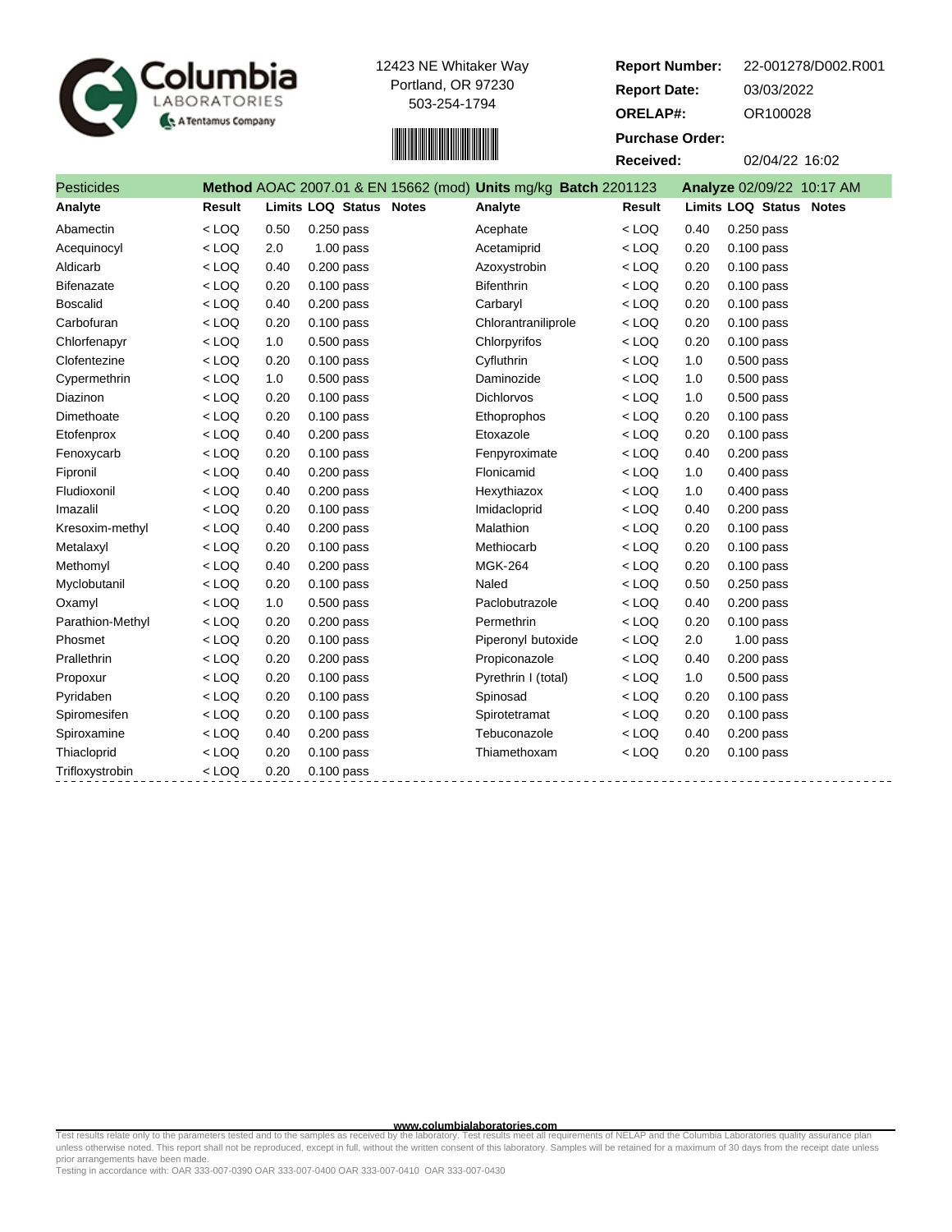Columbia LABORATORIES

A Tentamus Company

12423 NE Whitaker Way
Portland, OR 97230
503-254-1794

**Report Number:** 22-001278/D002.R001
**Report Date:** 03/03/2022
**ORELAP#:** OR100028
**Purchase Order:**
**Received:** 02/04/22 16:02

## Pesticides

**Method** AOAC 2007.01 & EN 15662 (mod) **Units** mg/kg **Batch** 2201123 **Analyze** 02/09/22 10:17 AM

| Analyte | Result | Limits | LOQ | Status | Notes | Analyte | Result | Limits | LOQ | Status | Notes |
|---|---|---|---|---|---|---|---|---|---|---|---|
| Abamectin | < LOQ | 0.50 | 0.250 | pass | | Acephate | < LOQ | 0.40 | 0.250 | pass | |
| Acequinocyl | < LOQ | 2.0 | 1.00 | pass | | Acetamiprid | < LOQ | 0.20 | 0.100 | pass | |
| Aldicarb | < LOQ | 0.40 | 0.200 | pass | | Azoxystrobin | < LOQ | 0.20 | 0.100 | pass | |
| Bifenazate | < LOQ | 0.20 | 0.100 | pass | | Bifenthrin | < LOQ | 0.20 | 0.100 | pass | |
| Boscalid | < LOQ | 0.40 | 0.200 | pass | | Carbaryl | < LOQ | 0.20 | 0.100 | pass | |
| Carbofuran | < LOQ | 0.20 | 0.100 | pass | | Chlorantraniliprole | < LOQ | 0.20 | 0.100 | pass | |
| Chlorfenapyr | < LOQ | 1.0 | 0.500 | pass | | Chlorpyrifos | < LOQ | 0.20 | 0.100 | pass | |
| Clofentezine | < LOQ | 0.20 | 0.100 | pass | | Cyfluthrin | < LOQ | 1.0 | 0.500 | pass | |
| Cypermethrin | < LOQ | 1.0 | 0.500 | pass | | Daminozide | < LOQ | 1.0 | 0.500 | pass | |
| Diazinon | < LOQ | 0.20 | 0.100 | pass | | Dichlorvos | < LOQ | 1.0 | 0.500 | pass | |
| Dimethoate | < LOQ | 0.20 | 0.100 | pass | | Ethoprophos | < LOQ | 0.20 | 0.100 | pass | |
| Etofenprox | < LOQ | 0.40 | 0.200 | pass | | Etoxazole | < LOQ | 0.20 | 0.100 | pass | |
| Fenoxycarb | < LOQ | 0.20 | 0.100 | pass | | Fenpyroximate | < LOQ | 0.40 | 0.200 | pass | |
| Fipronil | < LOQ | 0.40 | 0.200 | pass | | Flonicamid | < LOQ | 1.0 | 0.400 | pass | |
| Fludioxonil | < LOQ | 0.40 | 0.200 | pass | | Hexythiazox | < LOQ | 1.0 | 0.400 | pass | |
| Imazalil | < LOQ | 0.20 | 0.100 | pass | | Imidacloprid | < LOQ | 0.40 | 0.200 | pass | |
| Kresoxim-methyl | < LOQ | 0.40 | 0.200 | pass | | Malathion | < LOQ | 0.20 | 0.100 | pass | |
| Metalaxyl | < LOQ | 0.20 | 0.100 | pass | | Methiocarb | < LOQ | 0.20 | 0.100 | pass | |
| Methomyl | < LOQ | 0.40 | 0.200 | pass | | MGK-264 | < LOQ | 0.20 | 0.100 | pass | |
| Myclobutanil | < LOQ | 0.20 | 0.100 | pass | | Naled | < LOQ | 0.50 | 0.250 | pass | |
| Oxamyl | < LOQ | 1.0 | 0.500 | pass | | Paclobutrazole | < LOQ | 0.40 | 0.200 | pass | |
| Parathion-Methyl | < LOQ | 0.20 | 0.200 | pass | | Permethrin | < LOQ | 0.20 | 0.100 | pass | |
| Phosmet | < LOQ | 0.20 | 0.100 | pass | | Piperonyl butoxide | < LOQ | 2.0 | 1.00 | pass | |
| Prallethrin | < LOQ | 0.20 | 0.200 | pass | | Propiconazole | < LOQ | 0.40 | 0.200 | pass | |
| Propoxur | < LOQ | 0.20 | 0.100 | pass | | Pyrethrin I (total) | < LOQ | 1.0 | 0.500 | pass | |
| Pyridaben | < LOQ | 0.20 | 0.100 | pass | | Spinosad | < LOQ | 0.20 | 0.100 | pass | |
| Spiromesifen | < LOQ | 0.20 | 0.100 | pass | | Spirotetramat | < LOQ | 0.20 | 0.100 | pass | |
| Spiroxamine | < LOQ | 0.40 | 0.200 | pass | | Tebuconazole | < LOQ | 0.40 | 0.200 | pass | |
| Thiacloprid | < LOQ | 0.20 | 0.100 | pass | | Thiamethoxam | < LOQ | 0.20 | 0.100 | pass | |
| Trifloxystrobin | < LOQ | 0.20 | 0.100 | pass | | | | | | | |

www.columbialaboratories.com

Test results relate only to the parameters tested and to the samples as received by the laboratory. Test results meet all requirements of NELAP and the Columbia Laboratories quality assurance plan unless otherwise noted. This report shall not be reproduced, except in full, without the written consent of this laboratory. Samples will be retained for a maximum of 30 days from the receipt date unless prior arrangements have been made.
Testing in accordance with: OAR 333-007-0390 OAR 333-007-0400 OAR 333-007-0410 OAR 333-007-0430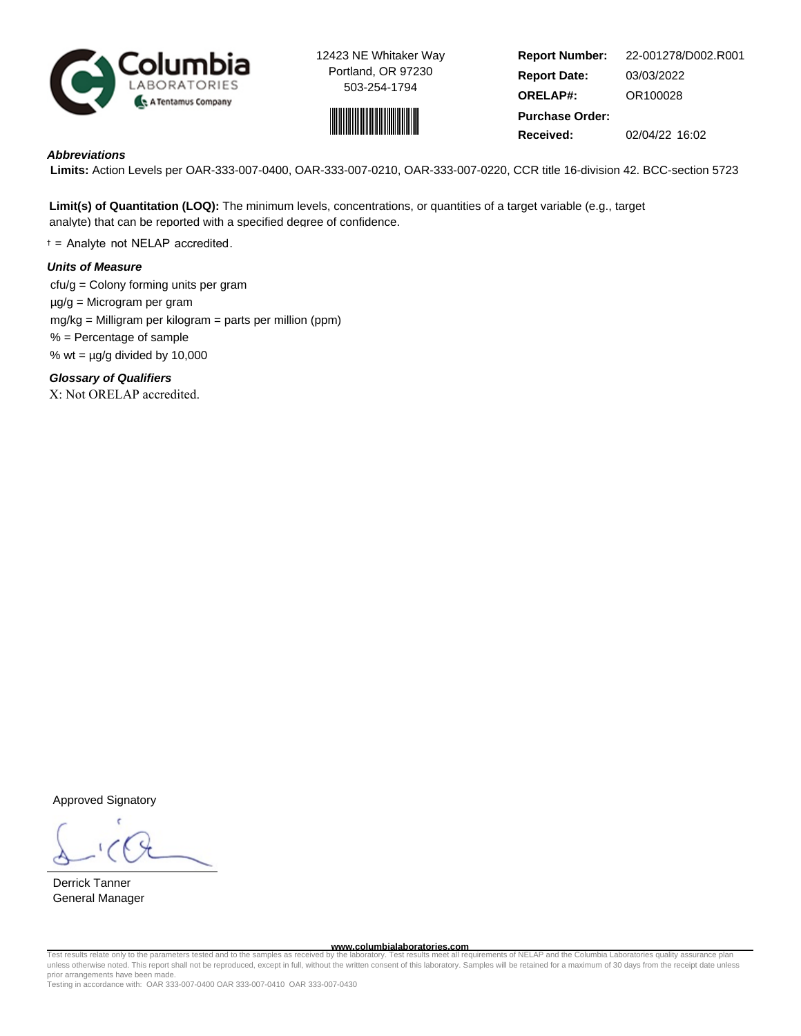Columbia LABORATORIES A Tentamus Company

12423 NE Whitaker Way
Portland, OR 97230
503-254-1794

| | |
|---|---|
| **Report Number:** | 22-001278/D002.R001 |
| **Report Date:** | 03/03/2022 |
| **ORELAP#:** | OR100028 |
| **Purchase Order:** | |
| **Received:** | 02/04/22 16:02 |

### *Abbreviations*

**Limits:** Action Levels per OAR-333-007-0400, OAR-333-007-0210, OAR-333-007-0220, CCR title 16-division 42. BCC-section 5723

**Limit(s) of Quantitation (LOQ):** The minimum levels, concentrations, or quantities of a target variable (e.g., target analyte) that can be reported with a specified degree of confidence.

† = Analyte not NELAP accredited.

### *Units of Measure*

cfu/g = Colony forming units per gram

µg/g = Microgram per gram

mg/kg = Milligram per kilogram = parts per million (ppm)

% = Percentage of sample

% wt = µg/g divided by 10,000

### *Glossary of Qualifiers*

X: Not ORELAP accredited.

Approved Signatory

Derrick Tanner
General Manager

www.columbialaboratories.com

Test results relate only to the parameters tested and to the samples as received by the laboratory. Test results meet all requirements of NELAP and the Columbia Laboratories quality assurance plan unless otherwise noted. This report shall not be reproduced, except in full, without the written consent of this laboratory. Samples will be retained for a maximum of 30 days from the receipt date unless prior arrangements have been made.

Testing in accordance with: OAR 333-007-0400 OAR 333-007-0410 OAR 333-007-0430